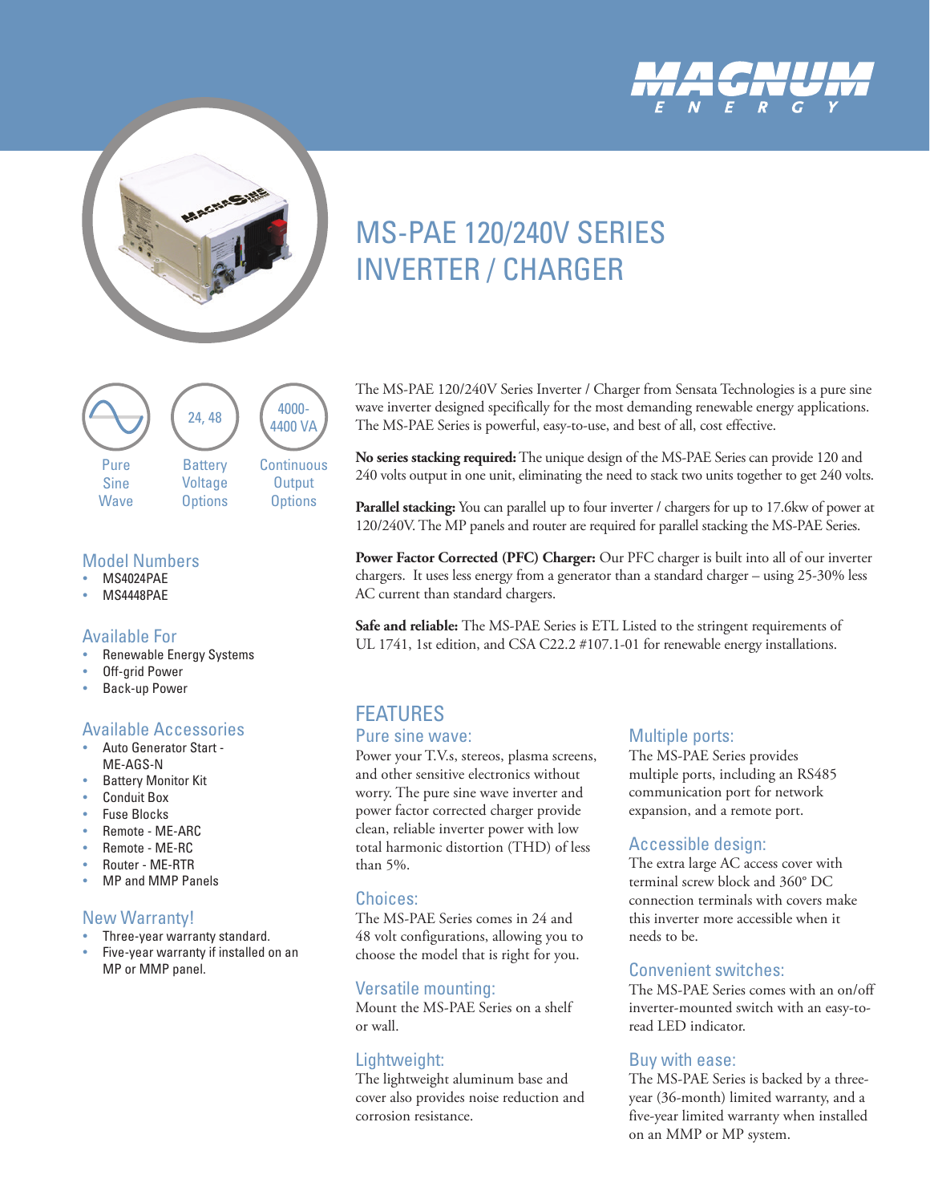MAGNUM ENERGY

# MS-PAE 120/240V SERIES INVERTER / CHARGER

Pure Sine Wave

24, 48 Battery Voltage Options

4000-4400 VA Continuous Output Options

## Model Numbers

- MS4024PAE
- MS4448PAE

## Available For

- Renewable Energy Systems
- Off-grid Power
- Back-up Power

## Available Accessories

- Auto Generator Start - ME-AGS-N
- Battery Monitor Kit
- Conduit Box
- Fuse Blocks
- Remote - ME-ARC
- Remote - ME-RC
- Router - ME-RTR
- MP and MMP Panels

## New Warranty!

- Three-year warranty standard.
- Five-year warranty if installed on an MP or MMP panel.

The MS-PAE 120/240V Series Inverter / Charger from Sensata Technologies is a pure sine wave inverter designed specifically for the most demanding renewable energy applications. The MS-PAE Series is powerful, easy-to-use, and best of all, cost effective.

**No series stacking required:** The unique design of the MS-PAE Series can provide 120 and 240 volts output in one unit, eliminating the need to stack two units together to get 240 volts.

**Parallel stacking:** You can parallel up to four inverter / chargers for up to 17.6kw of power at 120/240V. The MP panels and router are required for parallel stacking the MS-PAE Series.

**Power Factor Corrected (PFC) Charger:** Our PFC charger is built into all of our inverter chargers. It uses less energy from a generator than a standard charger – using 25-30% less AC current than standard chargers.

**Safe and reliable:** The MS-PAE Series is ETL Listed to the stringent requirements of UL 1741, 1st edition, and CSA C22.2 #107.1-01 for renewable energy installations.

## FEATURES

### Pure sine wave:

Power your T.V.s, stereos, plasma screens, and other sensitive electronics without worry. The pure sine wave inverter and power factor corrected charger provide clean, reliable inverter power with low total harmonic distortion (THD) of less than 5%.

### Choices:

The MS-PAE Series comes in 24 and 48 volt configurations, allowing you to choose the model that is right for you.

### Versatile mounting:

Mount the MS-PAE Series on a shelf or wall.

### Lightweight:

The lightweight aluminum base and cover also provides noise reduction and corrosion resistance.

### Multiple ports:

The MS-PAE Series provides multiple ports, including an RS485 communication port for network expansion, and a remote port.

### Accessible design:

The extra large AC access cover with terminal screw block and 360° DC connection terminals with covers make this inverter more accessible when it needs to be.

### Convenient switches:

The MS-PAE Series comes with an on/off inverter-mounted switch with an easy-to-read LED indicator.

### Buy with ease:

The MS-PAE Series is backed by a three-year (36-month) limited warranty, and a five-year limited warranty when installed on an MMP or MP system.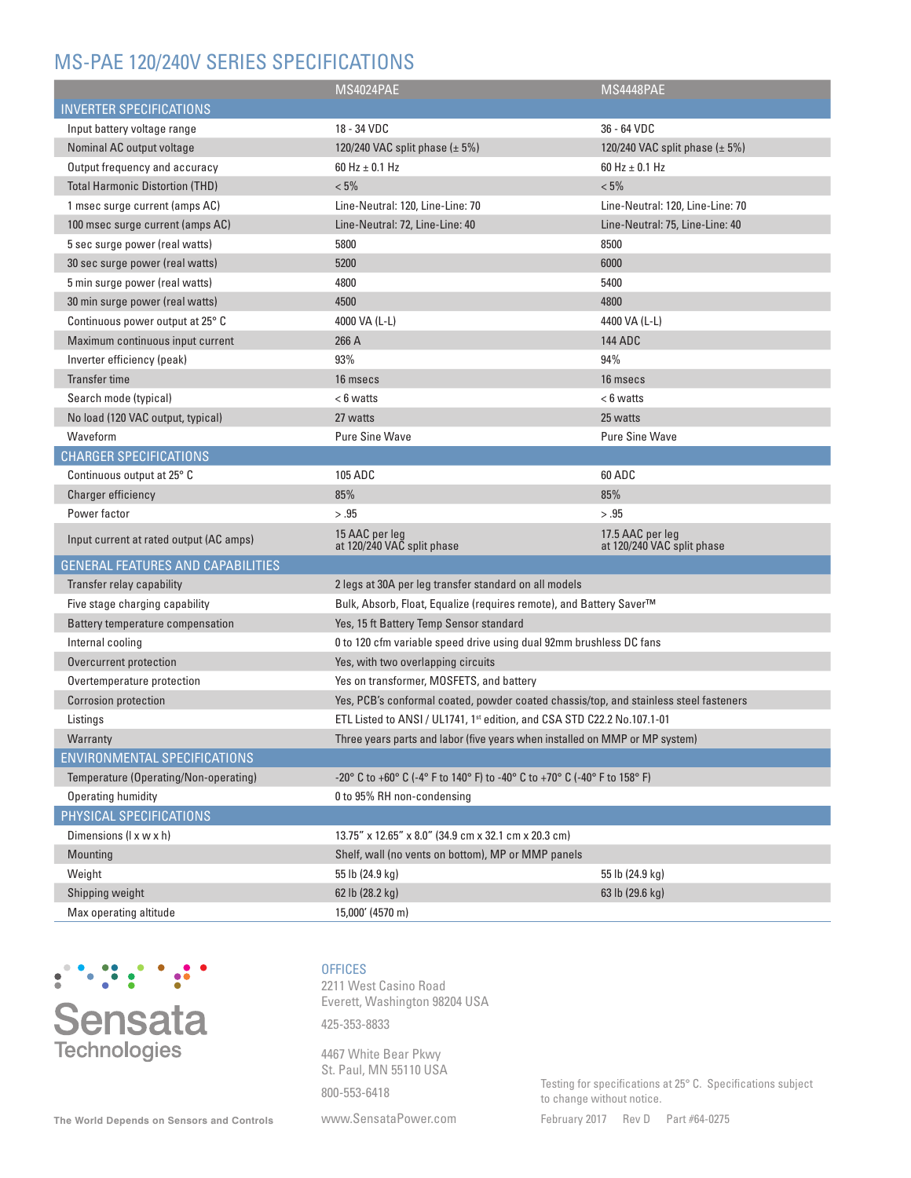# MS-PAE 120/240V SERIES SPECIFICATIONS

| | MS4024PAE | MS4448PAE |
|---|---|---|
| **INVERTER SPECIFICATIONS** | | |
| Input battery voltage range | 18 - 34 VDC | 36 - 64 VDC |
| Nominal AC output voltage | 120/240 VAC split phase (± 5%) | 120/240 VAC split phase (± 5%) |
| Output frequency and accuracy | 60 Hz ± 0.1 Hz | 60 Hz ± 0.1 Hz |
| Total Harmonic Distortion (THD) | < 5% | < 5% |
| 1 msec surge current (amps AC) | Line-Neutral: 120, Line-Line: 70 | Line-Neutral: 120, Line-Line: 70 |
| 100 msec surge current (amps AC) | Line-Neutral: 72, Line-Line: 40 | Line-Neutral: 75, Line-Line: 40 |
| 5 sec surge power (real watts) | 5800 | 8500 |
| 30 sec surge power (real watts) | 5200 | 6000 |
| 5 min surge power (real watts) | 4800 | 5400 |
| 30 min surge power (real watts) | 4500 | 4800 |
| Continuous power output at 25° C | 4000 VA (L-L) | 4400 VA (L-L) |
| Maximum continuous input current | 266 A | 144 ADC |
| Inverter efficiency (peak) | 93% | 94% |
| Transfer time | 16 msecs | 16 msecs |
| Search mode (typical) | < 6 watts | < 6 watts |
| No load (120 VAC output, typical) | 27 watts | 25 watts |
| Waveform | Pure Sine Wave | Pure Sine Wave |
| **CHARGER SPECIFICATIONS** | | |
| Continuous output at 25° C | 105 ADC | 60 ADC |
| Charger efficiency | 85% | 85% |
| Power factor | > .95 | > .95 |
| Input current at rated output (AC amps) | 15 AAC per leg at 120/240 VAC split phase | 17.5 AAC per leg at 120/240 VAC split phase |
| **GENERAL FEATURES AND CAPABILITIES** | | |
| Transfer relay capability | 2 legs at 30A per leg transfer standard on all models | |
| Five stage charging capability | Bulk, Absorb, Float, Equalize (requires remote), and Battery Saver™ | |
| Battery temperature compensation | Yes, 15 ft Battery Temp Sensor standard | |
| Internal cooling | 0 to 120 cfm variable speed drive using dual 92mm brushless DC fans | |
| Overcurrent protection | Yes, with two overlapping circuits | |
| Overtemperature protection | Yes on transformer, MOSFETS, and battery | |
| Corrosion protection | Yes, PCB's conformal coated, powder coated chassis/top, and stainless steel fasteners | |
| Listings | ETL Listed to ANSI / UL1741, 1st edition, and CSA STD C22.2 No.107.1-01 | |
| Warranty | Three years parts and labor (five years when installed on MMP or MP system) | |
| **ENVIRONMENTAL SPECIFICATIONS** | | |
| Temperature (Operating/Non-operating) | -20° C to +60° C (-4° F to 140° F) to -40° C to +70° C (-40° F to 158° F) | |
| Operating humidity | 0 to 95% RH non-condensing | |
| **PHYSICAL SPECIFICATIONS** | | |
| Dimensions (l x w x h) | 13.75" x 12.65" x 8.0" (34.9 cm x 32.1 cm x 20.3 cm) | |
| Mounting | Shelf, wall (no vents on bottom), MP or MMP panels | |
| Weight | 55 lb (24.9 kg) | 55 lb (24.9 kg) |
| Shipping weight | 62 lb (28.2 kg) | 63 lb (29.6 kg) |
| Max operating altitude | 15,000' (4570 m) | |

Sensata Technologies

The World Depends on Sensors and Controls

OFFICES

2211 West Casino Road
Everett, Washington 98204 USA

425-353-8833

4467 White Bear Pkwy
St. Paul, MN 55110 USA

800-553-6418

www.SensataPower.com

Testing for specifications at 25° C. Specifications subject to change without notice.

February 2017 Rev D Part #64-0275